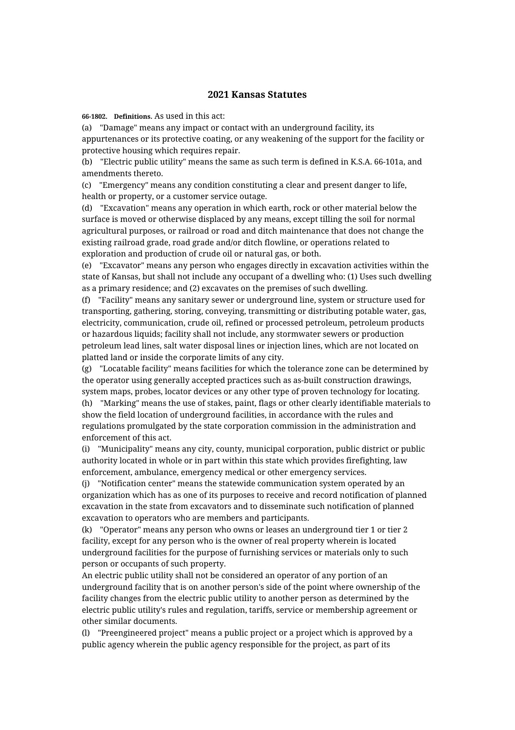# 2021 Kansas Statutes

**66-1802. Definitions.** As used in this act:

(a) "Damage" means any impact or contact with an underground facility, its appurtenances or its protective coating, or any weakening of the support for the facility or protective housing which requires repair.

(b) "Electric public utility" means the same as such term is defined in K.S.A. 66-101a, and amendments thereto.

(c) "Emergency" means any condition constituting a clear and present danger to life, health or property, or a customer service outage.

(d) "Excavation" means any operation in which earth, rock or other material below the surface is moved or otherwise displaced by any means, except tilling the soil for normal agricultural purposes, or railroad or road and ditch maintenance that does not change the existing railroad grade, road grade and/or ditch flowline, or operations related to exploration and production of crude oil or natural gas, or both.

(e) "Excavator" means any person who engages directly in excavation activities within the state of Kansas, but shall not include any occupant of a dwelling who: (1) Uses such dwelling as a primary residence; and (2) excavates on the premises of such dwelling.

(f) "Facility" means any sanitary sewer or underground line, system or structure used for transporting, gathering, storing, conveying, transmitting or distributing potable water, gas, electricity, communication, crude oil, refined or processed petroleum, petroleum products or hazardous liquids; facility shall not include, any stormwater sewers or production petroleum lead lines, salt water disposal lines or injection lines, which are not located on platted land or inside the corporate limits of any city.

(g) "Locatable facility" means facilities for which the tolerance zone can be determined by the operator using generally accepted practices such as as-built construction drawings, system maps, probes, locator devices or any other type of proven technology for locating.

(h) "Marking" means the use of stakes, paint, flags or other clearly identifiable materials to show the field location of underground facilities, in accordance with the rules and regulations promulgated by the state corporation commission in the administration and enforcement of this act.

(i) "Municipality" means any city, county, municipal corporation, public district or public authority located in whole or in part within this state which provides firefighting, law enforcement, ambulance, emergency medical or other emergency services.

(j) "Notification center" means the statewide communication system operated by an organization which has as one of its purposes to receive and record notification of planned excavation in the state from excavators and to disseminate such notification of planned excavation to operators who are members and participants.

(k) "Operator" means any person who owns or leases an underground tier 1 or tier 2 facility, except for any person who is the owner of real property wherein is located underground facilities for the purpose of furnishing services or materials only to such person or occupants of such property.

An electric public utility shall not be considered an operator of any portion of an underground facility that is on another person's side of the point where ownership of the facility changes from the electric public utility to another person as determined by the electric public utility's rules and regulation, tariffs, service or membership agreement or other similar documents.

(l) "Preengineered project" means a public project or a project which is approved by a public agency wherein the public agency responsible for the project, as part of its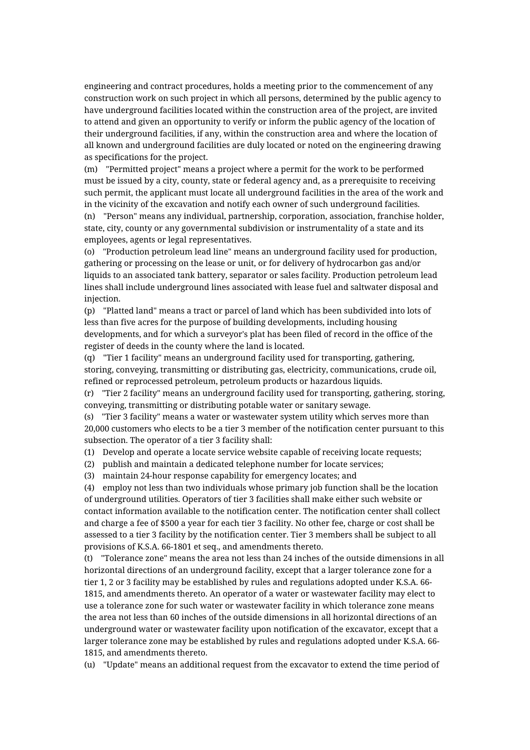engineering and contract procedures, holds a meeting prior to the commencement of any construction work on such project in which all persons, determined by the public agency to have underground facilities located within the construction area of the project, are invited to attend and given an opportunity to verify or inform the public agency of the location of their underground facilities, if any, within the construction area and where the location of all known and underground facilities are duly located or noted on the engineering drawing as specifications for the project.

(m) "Permitted project" means a project where a permit for the work to be performed must be issued by a city, county, state or federal agency and, as a prerequisite to receiving such permit, the applicant must locate all underground facilities in the area of the work and in the vicinity of the excavation and notify each owner of such underground facilities.

(n) "Person" means any individual, partnership, corporation, association, franchise holder, state, city, county or any governmental subdivision or instrumentality of a state and its employees, agents or legal representatives.

(o) "Production petroleum lead line" means an underground facility used for production, gathering or processing on the lease or unit, or for delivery of hydrocarbon gas and/or liquids to an associated tank battery, separator or sales facility. Production petroleum lead lines shall include underground lines associated with lease fuel and saltwater disposal and injection.

(p) "Platted land" means a tract or parcel of land which has been subdivided into lots of less than five acres for the purpose of building developments, including housing developments, and for which a surveyor's plat has been filed of record in the office of the register of deeds in the county where the land is located.

(q) "Tier 1 facility" means an underground facility used for transporting, gathering, storing, conveying, transmitting or distributing gas, electricity, communications, crude oil, refined or reprocessed petroleum, petroleum products or hazardous liquids.

(r) "Tier 2 facility" means an underground facility used for transporting, gathering, storing, conveying, transmitting or distributing potable water or sanitary sewage.

(s) "Tier 3 facility" means a water or wastewater system utility which serves more than 20,000 customers who elects to be a tier 3 member of the notification center pursuant to this subsection. The operator of a tier 3 facility shall:

(1) Develop and operate a locate service website capable of receiving locate requests;

(2) publish and maintain a dedicated telephone number for locate services;

(3) maintain 24-hour response capability for emergency locates; and

(4) employ not less than two individuals whose primary job function shall be the location of underground utilities. Operators of tier 3 facilities shall make either such website or contact information available to the notification center. The notification center shall collect and charge a fee of $500 a year for each tier 3 facility. No other fee, charge or cost shall be assessed to a tier 3 facility by the notification center. Tier 3 members shall be subject to all provisions of K.S.A. 66-1801 et seq., and amendments thereto.

(t) "Tolerance zone" means the area not less than 24 inches of the outside dimensions in all horizontal directions of an underground facility, except that a larger tolerance zone for a tier 1, 2 or 3 facility may be established by rules and regulations adopted under K.S.A. 66-1815, and amendments thereto. An operator of a water or wastewater facility may elect to use a tolerance zone for such water or wastewater facility in which tolerance zone means the area not less than 60 inches of the outside dimensions in all horizontal directions of an underground water or wastewater facility upon notification of the excavator, except that a larger tolerance zone may be established by rules and regulations adopted under K.S.A. 66-1815, and amendments thereto.

(u) "Update" means an additional request from the excavator to extend the time period of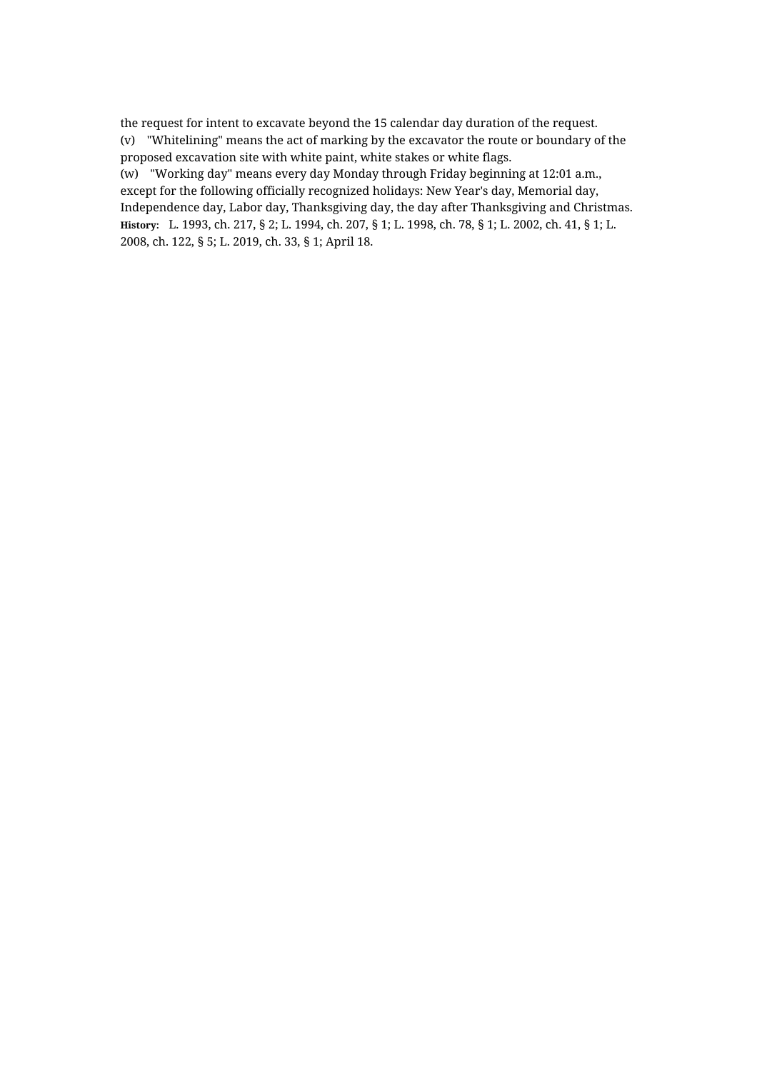the request for intent to excavate beyond the 15 calendar day duration of the request.

(v) "Whitelining" means the act of marking by the excavator the route or boundary of the proposed excavation site with white paint, white stakes or white flags.

(w) "Working day" means every day Monday through Friday beginning at 12:01 a.m., except for the following officially recognized holidays: New Year's day, Memorial day, Independence day, Labor day, Thanksgiving day, the day after Thanksgiving and Christmas.

**History:** L. 1993, ch. 217, § 2; L. 1994, ch. 207, § 1; L. 1998, ch. 78, § 1; L. 2002, ch. 41, § 1; L. 2008, ch. 122, § 5; L. 2019, ch. 33, § 1; April 18.